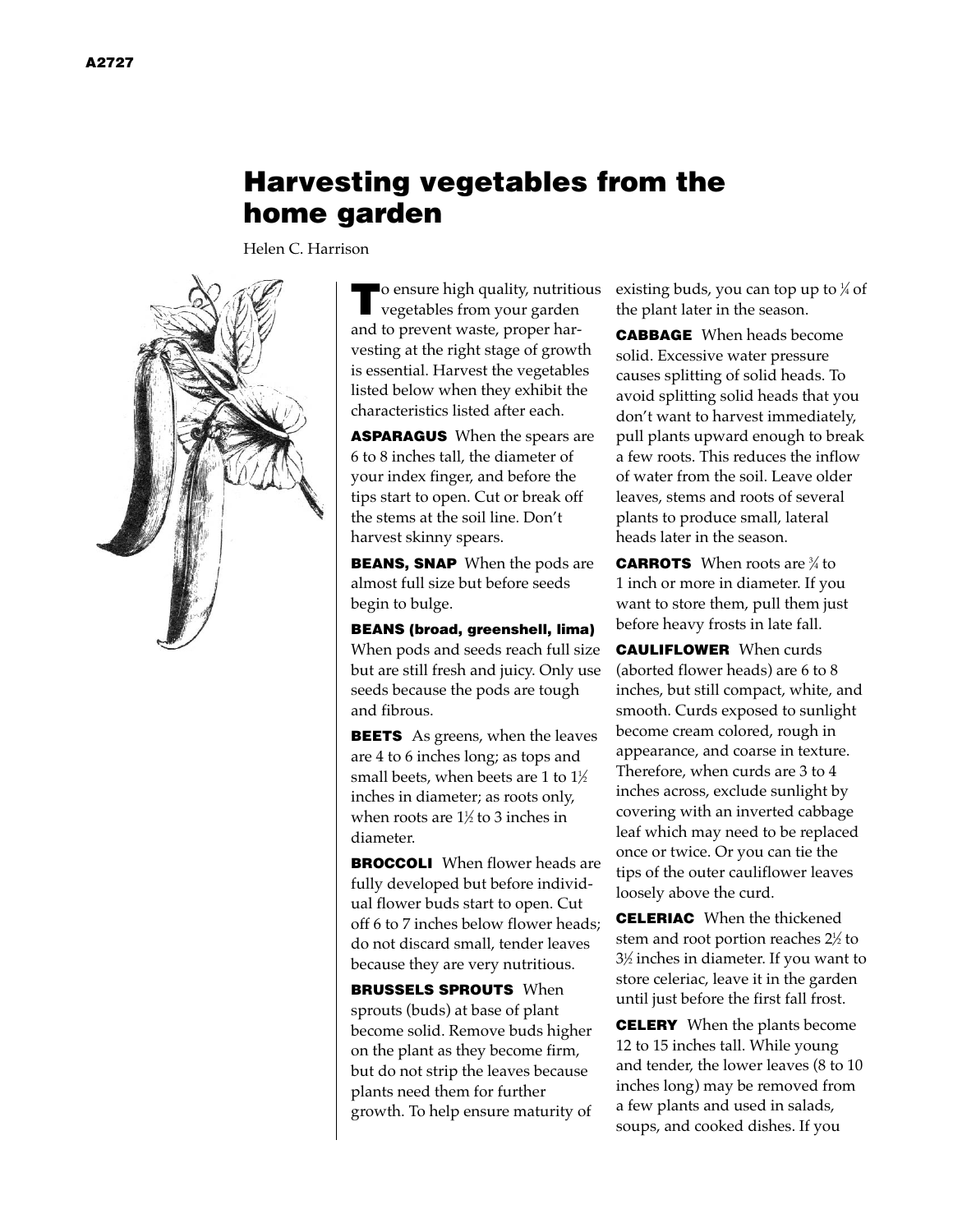# Harvesting vegetables from the home garden

Helen C. Harrison

To ensure high quality, nutritious vegetables from your garden and to prevent waste, proper harvesting at the right stage of growth is essential. Harvest the vegetables listed below when they exhibit the characteristics listed after each.

**ASPARAGUS** When the spears are 6 to 8 inches tall, the diameter of your index finger, and before the tips start to open. Cut or break off the stems at the soil line. Don't harvest skinny spears.

**BEANS, SNAP** When the pods are almost full size but before seeds begin to bulge.

**BEANS (broad, greenshell, lima)** When pods and seeds reach full size but are still fresh and juicy. Only use seeds because the pods are tough and fibrous.

**BEETS** As greens, when the leaves are 4 to 6 inches long; as tops and small beets, when beets are 1 to 1½ inches in diameter; as roots only, when roots are 1½ to 3 inches in diameter.

**BROCCOLI** When flower heads are fully developed but before individual flower buds start to open. Cut off 6 to 7 inches below flower heads; do not discard small, tender leaves because they are very nutritious.

**BRUSSELS SPROUTS** When sprouts (buds) at base of plant become solid. Remove buds higher on the plant as they become firm, but do not strip the leaves because plants need them for further growth. To help ensure maturity of existing buds, you can top up to ¼ of the plant later in the season.

**CABBAGE** When heads become solid. Excessive water pressure causes splitting of solid heads. To avoid splitting solid heads that you don't want to harvest immediately, pull plants upward enough to break a few roots. This reduces the inflow of water from the soil. Leave older leaves, stems and roots of several plants to produce small, lateral heads later in the season.

**CARROTS** When roots are ¾ to 1 inch or more in diameter. If you want to store them, pull them just before heavy frosts in late fall.

**CAULIFLOWER** When curds (aborted flower heads) are 6 to 8 inches, but still compact, white, and smooth. Curds exposed to sunlight become cream colored, rough in appearance, and coarse in texture. Therefore, when curds are 3 to 4 inches across, exclude sunlight by covering with an inverted cabbage leaf which may need to be replaced once or twice. Or you can tie the tips of the outer cauliflower leaves loosely above the curd.

**CELERIAC** When the thickened stem and root portion reaches 2½ to 3½ inches in diameter. If you want to store celeriac, leave it in the garden until just before the first fall frost.

**CELERY** When the plants become 12 to 15 inches tall. While young and tender, the lower leaves (8 to 10 inches long) may be removed from a few plants and used in salads, soups, and cooked dishes. If you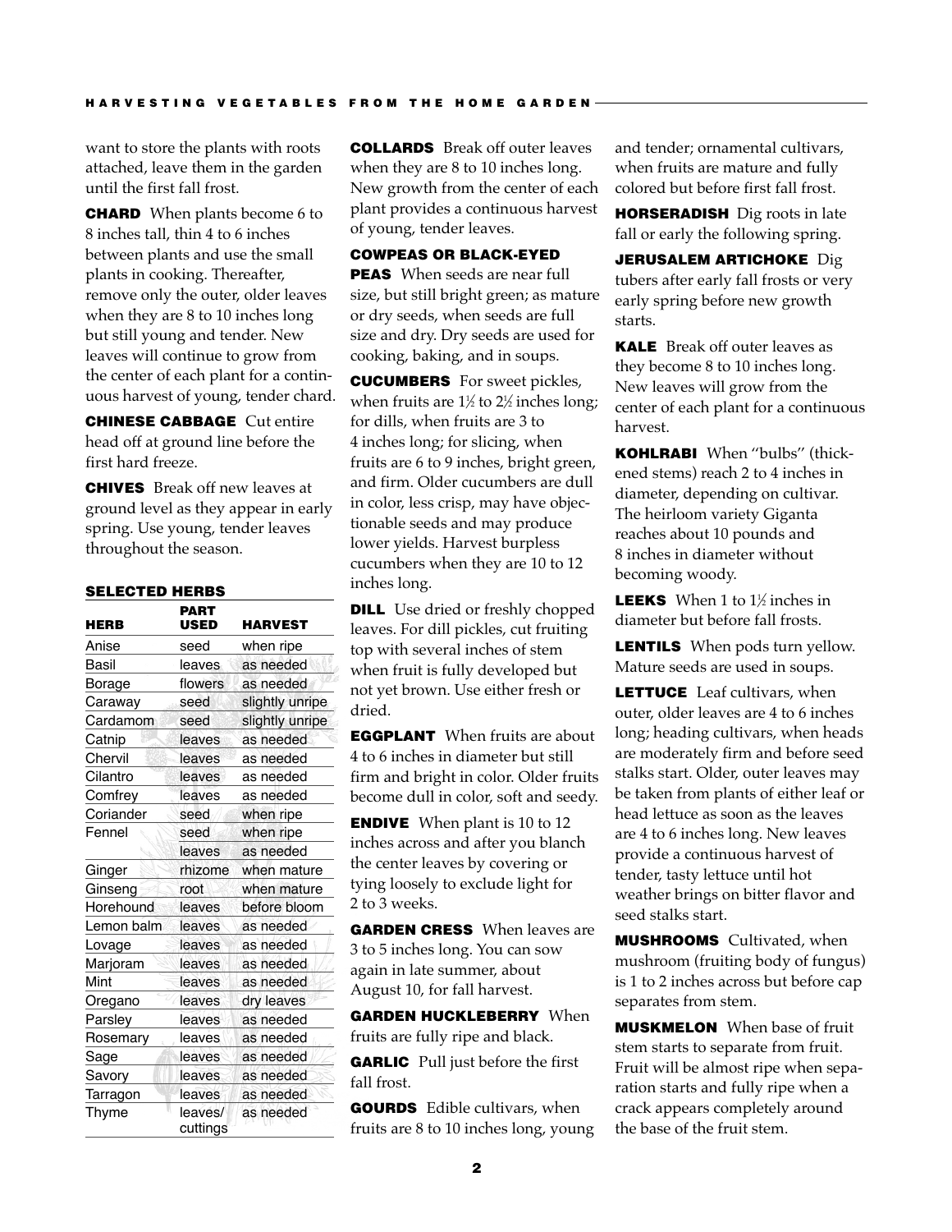want to store the plants with roots attached, leave them in the garden until the first fall frost.

**CHARD** When plants become 6 to 8 inches tall, thin 4 to 6 inches between plants and use the small plants in cooking. Thereafter, remove only the outer, older leaves when they are 8 to 10 inches long but still young and tender. New leaves will continue to grow from the center of each plant for a continuous harvest of young, tender chard.

**CHINESE CABBAGE** Cut entire head off at ground line before the first hard freeze.

**CHIVES** Break off new leaves at ground level as they appear in early spring. Use young, tender leaves throughout the season.

**SELECTED HERBS**

| HERB | PART USED | HARVEST |
|---|---|---|
| Anise | seed | when ripe |
| Basil | leaves | as needed |
| Borage | flowers | as needed |
| Caraway | seed | slightly unripe |
| Cardamom | seed | slightly unripe |
| Catnip | leaves | as needed |
| Chervil | leaves | as needed |
| Cilantro | leaves | as needed |
| Comfrey | leaves | as needed |
| Coriander | seed | when ripe |
| Fennel | seed | when ripe |
| | leaves | as needed |
| Ginger | rhizome | when mature |
| Ginseng | root | when mature |
| Horehound | leaves | before bloom |
| Lemon balm | leaves | as needed |
| Lovage | leaves | as needed |
| Marjoram | leaves | as needed |
| Mint | leaves | as needed |
| Oregano | leaves | dry leaves |
| Parsley | leaves | as needed |
| Rosemary | leaves | as needed |
| Sage | leaves | as needed |
| Savory | leaves | as needed |
| Tarragon | leaves | as needed |
| Thyme | leaves/cuttings | as needed |

**COLLARDS** Break off outer leaves when they are 8 to 10 inches long. New growth from the center of each plant provides a continuous harvest of young, tender leaves.

**COWPEAS OR BLACK-EYED PEAS** When seeds are near full size, but still bright green; as mature or dry seeds, when seeds are full size and dry. Dry seeds are used for cooking, baking, and in soups.

**CUCUMBERS** For sweet pickles, when fruits are 1½ to 2½ inches long; for dills, when fruits are 3 to 4 inches long; for slicing, when fruits are 6 to 9 inches, bright green, and firm. Older cucumbers are dull in color, less crisp, may have objectionable seeds and may produce lower yields. Harvest burpless cucumbers when they are 10 to 12 inches long.

**DILL** Use dried or freshly chopped leaves. For dill pickles, cut fruiting top with several inches of stem when fruit is fully developed but not yet brown. Use either fresh or dried.

**EGGPLANT** When fruits are about 4 to 6 inches in diameter but still firm and bright in color. Older fruits become dull in color, soft and seedy.

**ENDIVE** When plant is 10 to 12 inches across and after you blanch the center leaves by covering or tying loosely to exclude light for 2 to 3 weeks.

**GARDEN CRESS** When leaves are 3 to 5 inches long. You can sow again in late summer, about August 10, for fall harvest.

**GARDEN HUCKLEBERRY** When fruits are fully ripe and black.

**GARLIC** Pull just before the first fall frost.

**GOURDS** Edible cultivars, when fruits are 8 to 10 inches long, young and tender; ornamental cultivars, when fruits are mature and fully colored but before first fall frost.

**HORSERADISH** Dig roots in late fall or early the following spring.

**JERUSALEM ARTICHOKE** Dig tubers after early fall frosts or very early spring before new growth starts.

**KALE** Break off outer leaves as they become 8 to 10 inches long. New leaves will grow from the center of each plant for a continuous harvest.

**KOHLRABI** When "bulbs" (thickened stems) reach 2 to 4 inches in diameter, depending on cultivar. The heirloom variety Giganta reaches about 10 pounds and 8 inches in diameter without becoming woody.

**LEEKS** When 1 to 1½ inches in diameter but before fall frosts.

**LENTILS** When pods turn yellow. Mature seeds are used in soups.

**LETTUCE** Leaf cultivars, when outer, older leaves are 4 to 6 inches long; heading cultivars, when heads are moderately firm and before seed stalks start. Older, outer leaves may be taken from plants of either leaf or head lettuce as soon as the leaves are 4 to 6 inches long. New leaves provide a continuous harvest of tender, tasty lettuce until hot weather brings on bitter flavor and seed stalks start.

**MUSHROOMS** Cultivated, when mushroom (fruiting body of fungus) is 1 to 2 inches across but before cap separates from stem.

**MUSKMELON** When base of fruit stem starts to separate from fruit. Fruit will be almost ripe when separation starts and fully ripe when a crack appears completely around the base of the fruit stem.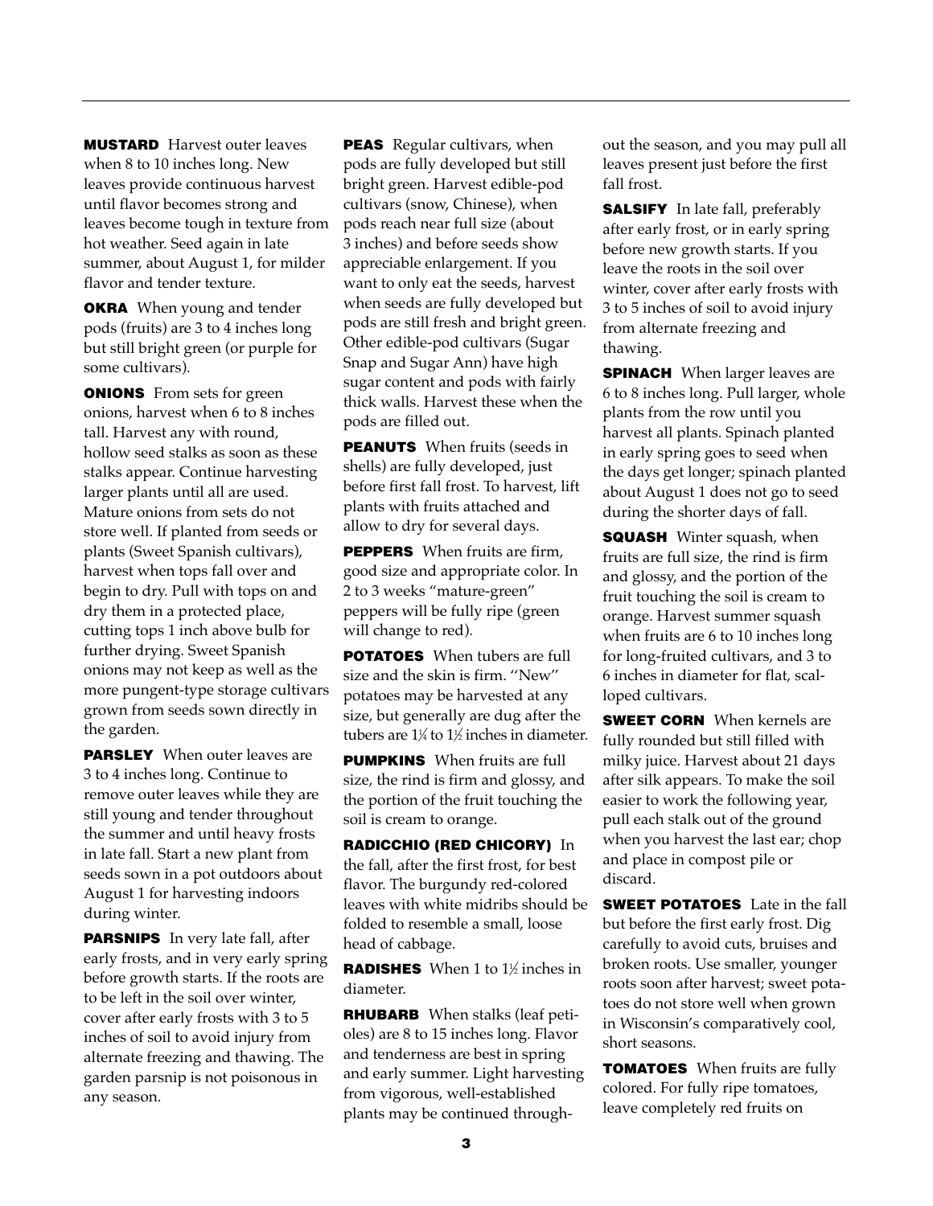**MUSTARD** Harvest outer leaves when 8 to 10 inches long. New leaves provide continuous harvest until flavor becomes strong and leaves become tough in texture from hot weather. Seed again in late summer, about August 1, for milder flavor and tender texture.

**OKRA** When young and tender pods (fruits) are 3 to 4 inches long but still bright green (or purple for some cultivars).

**ONIONS** From sets for green onions, harvest when 6 to 8 inches tall. Harvest any with round, hollow seed stalks as soon as these stalks appear. Continue harvesting larger plants until all are used. Mature onions from sets do not store well. If planted from seeds or plants (Sweet Spanish cultivars), harvest when tops fall over and begin to dry. Pull with tops on and dry them in a protected place, cutting tops 1 inch above bulb for further drying. Sweet Spanish onions may not keep as well as the more pungent-type storage cultivars grown from seeds sown directly in the garden.

**PARSLEY** When outer leaves are 3 to 4 inches long. Continue to remove outer leaves while they are still young and tender throughout the summer and until heavy frosts in late fall. Start a new plant from seeds sown in a pot outdoors about August 1 for harvesting indoors during winter.

**PARSNIPS** In very late fall, after early frosts, and in very early spring before growth starts. If the roots are to be left in the soil over winter, cover after early frosts with 3 to 5 inches of soil to avoid injury from alternate freezing and thawing. The garden parsnip is not poisonous in any season.

**PEAS** Regular cultivars, when pods are fully developed but still bright green. Harvest edible-pod cultivars (snow, Chinese), when pods reach near full size (about 3 inches) and before seeds show appreciable enlargement. If you want to only eat the seeds, harvest when seeds are fully developed but pods are still fresh and bright green. Other edible-pod cultivars (Sugar Snap and Sugar Ann) have high sugar content and pods with fairly thick walls. Harvest these when the pods are filled out.

**PEANUTS** When fruits (seeds in shells) are fully developed, just before first fall frost. To harvest, lift plants with fruits attached and allow to dry for several days.

**PEPPERS** When fruits are firm, good size and appropriate color. In 2 to 3 weeks "mature-green" peppers will be fully ripe (green will change to red).

**POTATOES** When tubers are full size and the skin is firm. "New" potatoes may be harvested at any size, but generally are dug after the tubers are 1¼ to 1½ inches in diameter.

**PUMPKINS** When fruits are full size, the rind is firm and glossy, and the portion of the fruit touching the soil is cream to orange.

**RADICCHIO (RED CHICORY)** In the fall, after the first frost, for best flavor. The burgundy red-colored leaves with white midribs should be folded to resemble a small, loose head of cabbage.

**RADISHES** When 1 to 1½ inches in diameter.

**RHUBARB** When stalks (leaf petioles) are 8 to 15 inches long. Flavor and tenderness are best in spring and early summer. Light harvesting from vigorous, well-established plants may be continued throughout the season, and you may pull all leaves present just before the first fall frost.

**SALSIFY** In late fall, preferably after early frost, or in early spring before new growth starts. If you leave the roots in the soil over winter, cover after early frosts with 3 to 5 inches of soil to avoid injury from alternate freezing and thawing.

**SPINACH** When larger leaves are 6 to 8 inches long. Pull larger, whole plants from the row until you harvest all plants. Spinach planted in early spring goes to seed when the days get longer; spinach planted about August 1 does not go to seed during the shorter days of fall.

**SQUASH** Winter squash, when fruits are full size, the rind is firm and glossy, and the portion of the fruit touching the soil is cream to orange. Harvest summer squash when fruits are 6 to 10 inches long for long-fruited cultivars, and 3 to 6 inches in diameter for flat, scalloped cultivars.

**SWEET CORN** When kernels are fully rounded but still filled with milky juice. Harvest about 21 days after silk appears. To make the soil easier to work the following year, pull each stalk out of the ground when you harvest the last ear; chop and place in compost pile or discard.

**SWEET POTATOES** Late in the fall but before the first early frost. Dig carefully to avoid cuts, bruises and broken roots. Use smaller, younger roots soon after harvest; sweet potatoes do not store well when grown in Wisconsin's comparatively cool, short seasons.

**TOMATOES** When fruits are fully colored. For fully ripe tomatoes, leave completely red fruits on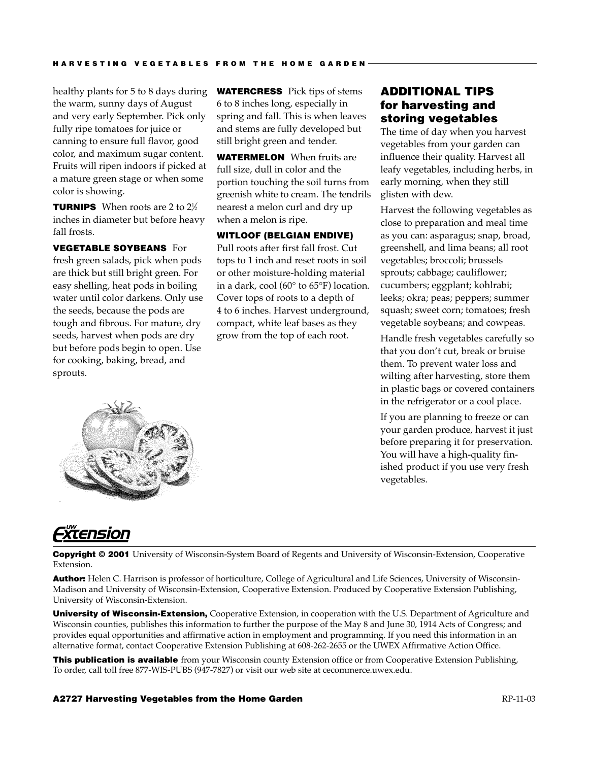healthy plants for 5 to 8 days during the warm, sunny days of August and very early September. Pick only fully ripe tomatoes for juice or canning to ensure full flavor, good color, and maximum sugar content. Fruits will ripen indoors if picked at a mature green stage or when some color is showing.

**TURNIPS** When roots are 2 to 2½ inches in diameter but before heavy fall frosts.

**VEGETABLE SOYBEANS** For fresh green salads, pick when pods are thick but still bright green. For easy shelling, heat pods in boiling water until color darkens. Only use the seeds, because the pods are tough and fibrous. For mature, dry seeds, harvest when pods are dry but before pods begin to open. Use for cooking, baking, bread, and sprouts.

**WATERCRESS** Pick tips of stems 6 to 8 inches long, especially in spring and fall. This is when leaves and stems are fully developed but still bright green and tender.

**WATERMELON** When fruits are full size, dull in color and the portion touching the soil turns from greenish white to cream. The tendrils nearest a melon curl and dry up when a melon is ripe.

**WITLOOF (BELGIAN ENDIVE)** Pull roots after first fall frost. Cut tops to 1 inch and reset roots in soil or other moisture-holding material in a dark, cool (60° to 65°F) location. Cover tops of roots to a depth of 4 to 6 inches. Harvest underground, compact, white leaf bases as they grow from the top of each root.

## ADDITIONAL TIPS for harvesting and storing vegetables

The time of day when you harvest vegetables from your garden can influence their quality. Harvest all leafy vegetables, including herbs, in early morning, when they still glisten with dew.

Harvest the following vegetables as close to preparation and meal time as you can: asparagus; snap, broad, greenshell, and lima beans; all root vegetables; broccoli; brussels sprouts; cabbage; cauliflower; cucumbers; eggplant; kohlrabi; leeks; okra; peas; peppers; summer squash; sweet corn; tomatoes; fresh vegetable soybeans; and cowpeas.

Handle fresh vegetables carefully so that you don't cut, break or bruise them. To prevent water loss and wilting after harvesting, store them in plastic bags or covered containers in the refrigerator or a cool place.

If you are planning to freeze or can your garden produce, harvest it just before preparing it for preservation. You will have a high-quality finished product if you use very fresh vegetables.

UW Extension

**Copyright © 2001** University of Wisconsin-System Board of Regents and University of Wisconsin-Extension, Cooperative Extension.

**Author:** Helen C. Harrison is professor of horticulture, College of Agricultural and Life Sciences, University of Wisconsin-Madison and University of Wisconsin-Extension, Cooperative Extension. Produced by Cooperative Extension Publishing, University of Wisconsin-Extension.

**University of Wisconsin-Extension,** Cooperative Extension, in cooperation with the U.S. Department of Agriculture and Wisconsin counties, publishes this information to further the purpose of the May 8 and June 30, 1914 Acts of Congress; and provides equal opportunities and affirmative action in employment and programming. If you need this information in an alternative format, contact Cooperative Extension Publishing at 608-262-2655 or the UWEX Affirmative Action Office.

**This publication is available** from your Wisconsin county Extension office or from Cooperative Extension Publishing, To order, call toll free 877-WIS-PUBS (947-7827) or visit our web site at cecommerce.uwex.edu.

**A2727 Harvesting Vegetables from the Home Garden** RP-11-03